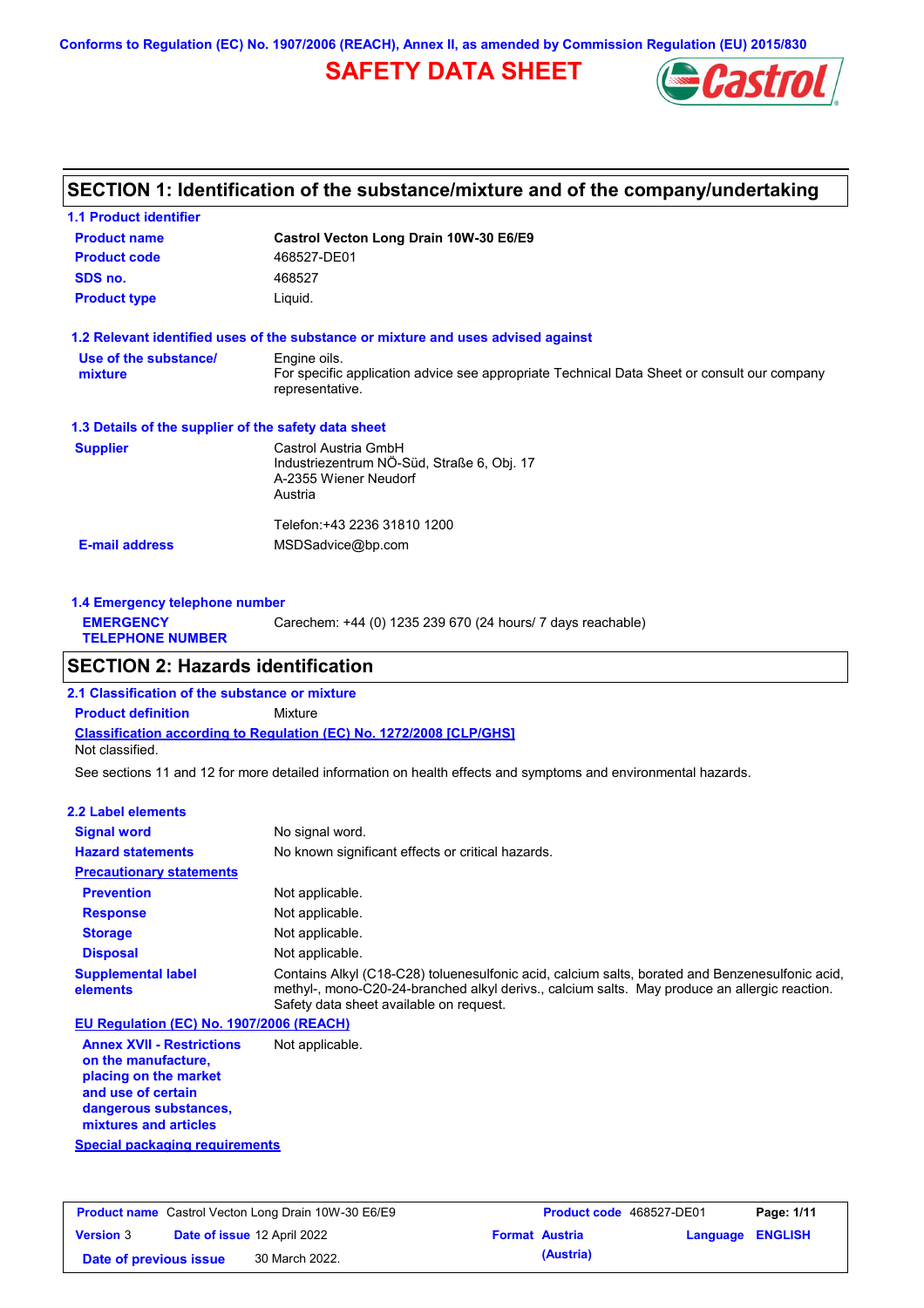Conforms to Regulation (EC) No. 1907/2006 (REACH), Annex II, as amended by Commission Regulation (EU) 2015/830

# SAFETY DATA SHEET

Castrol

## SECTION 1: Identification of the substance/mixture and of the company/undertaking

### 1.1 Product identifier

**Product name** Castrol Vecton Long Drain 10W-30 E6/E9

**Product code** 468527-DE01

**SDS no.** 468527

**Product type** Liquid.

### 1.2 Relevant identified uses of the substance or mixture and uses advised against

**Use of the substance/ mixture** Engine oils.
For specific application advice see appropriate Technical Data Sheet or consult our company representative.

### 1.3 Details of the supplier of the safety data sheet

**Supplier** Castrol Austria GmbH
Industriezentrum NÖ-Süd, Straße 6, Obj. 17
A-2355 Wiener Neudorf
Austria

Telefon:+43 2236 31810 1200

**E-mail address** MSDSadvice@bp.com

### 1.4 Emergency telephone number

**EMERGENCY TELEPHONE NUMBER** Carechem: +44 (0) 1235 239 670 (24 hours/ 7 days reachable)

## SECTION 2: Hazards identification

### 2.1 Classification of the substance or mixture

**Product definition** Mixture

**Classification according to Regulation (EC) No. 1272/2008 [CLP/GHS]**
Not classified.

See sections 11 and 12 for more detailed information on health effects and symptoms and environmental hazards.

### 2.2 Label elements

**Signal word** No signal word.

**Hazard statements** No known significant effects or critical hazards.

**Precautionary statements**

**Prevention** Not applicable.

**Response** Not applicable.

**Storage** Not applicable.

**Disposal** Not applicable.

**Supplemental label elements** Contains Alkyl (C18-C28) toluenesulfonic acid, calcium salts, borated and Benzenesulfonic acid, methyl-, mono-C20-24-branched alkyl derivs., calcium salts. May produce an allergic reaction. Safety data sheet available on request.

**EU Regulation (EC) No. 1907/2006 (REACH)**

**Annex XVII - Restrictions on the manufacture, placing on the market and use of certain dangerous substances, mixtures and articles** Not applicable.

**Special packaging requirements**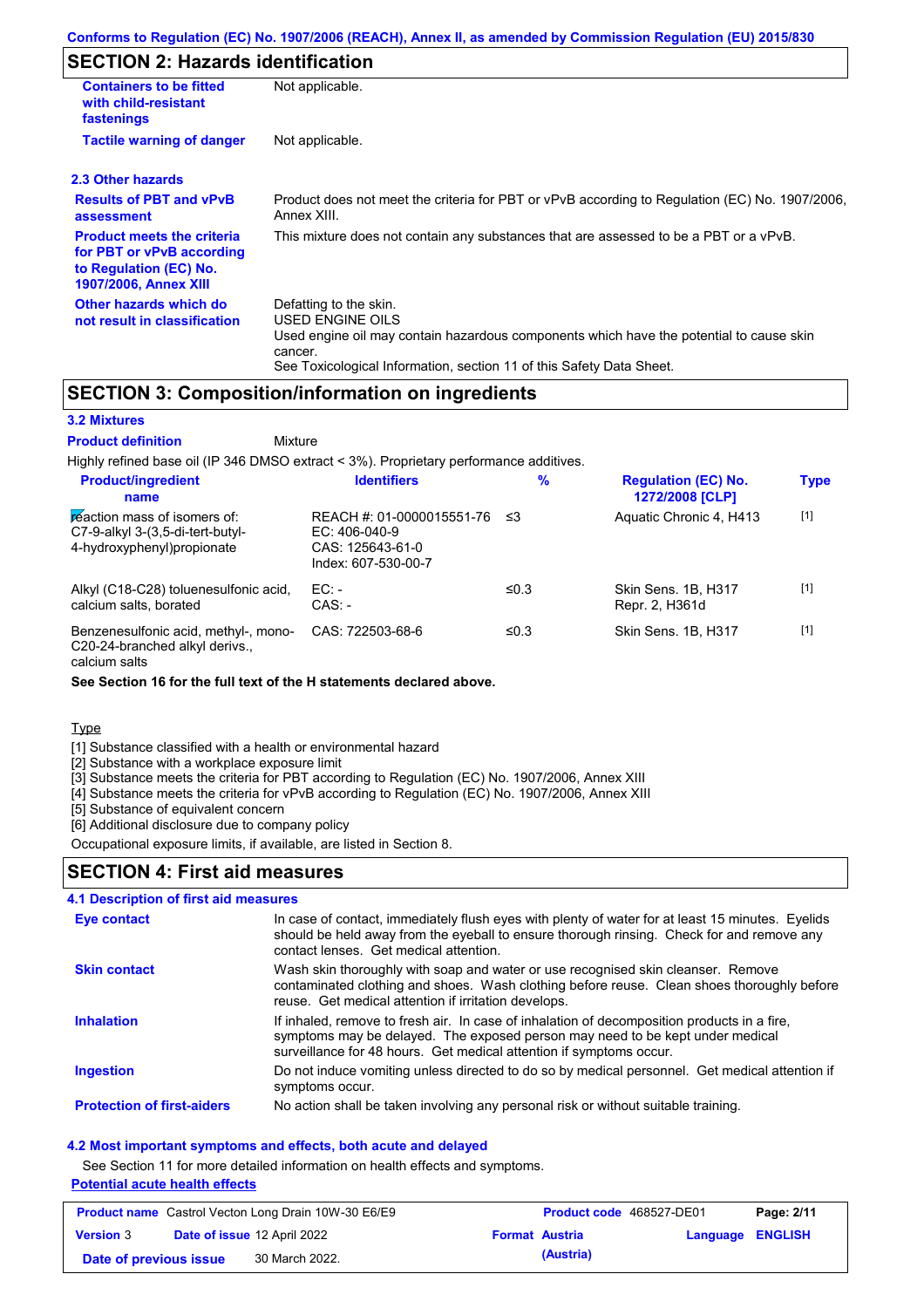Conforms to Regulation (EC) No. 1907/2006 (REACH), Annex II, as amended by Commission Regulation (EU) 2015/830

## SECTION 2: Hazards identification

| | |
|---|---|
| **Containers to be fitted with child-resistant fastenings** | Not applicable. |
| **Tactile warning of danger** | Not applicable. |

### 2.3 Other hazards

| | |
|---|---|
| **Results of PBT and vPvB assessment** | Product does not meet the criteria for PBT or vPvB according to Regulation (EC) No. 1907/2006, Annex XIII. |
| **Product meets the criteria for PBT or vPvB according to Regulation (EC) No. 1907/2006, Annex XIII** | This mixture does not contain any substances that are assessed to be a PBT or a vPvB. |
| **Other hazards which do not result in classification** | Defatting to the skin.<br>USED ENGINE OILS<br>Used engine oil may contain hazardous components which have the potential to cause skin cancer.<br>See Toxicological Information, section 11 of this Safety Data Sheet. |

## SECTION 3: Composition/information on ingredients

### 3.2 Mixtures

**Product definition** Mixture

Highly refined base oil (IP 346 DMSO extract < 3%). Proprietary performance additives.

| Product/ingredient name | Identifiers | % | Regulation (EC) No. 1272/2008 [CLP] | Type |
|---|---|---|---|---|
| reaction mass of isomers of: C7-9-alkyl 3-(3,5-di-tert-butyl-4-hydroxyphenyl)propionate | REACH #: 01-0000015551-76<br>EC: 406-040-9<br>CAS: 125643-61-0<br>Index: 607-530-00-7 | ≤3 | Aquatic Chronic 4, H413 | [1] |
| Alkyl (C18-C28) toluenesulfonic acid, calcium salts, borated | EC: -<br>CAS: - | ≤0.3 | Skin Sens. 1B, H317<br>Repr. 2, H361d | [1] |
| Benzenesulfonic acid, methyl-, mono-C20-24-branched alkyl derivs., calcium salts | CAS: 722503-68-6 | ≤0.3 | Skin Sens. 1B, H317 | [1] |

**See Section 16 for the full text of the H statements declared above.**

Type

[1] Substance classified with a health or environmental hazard
[2] Substance with a workplace exposure limit
[3] Substance meets the criteria for PBT according to Regulation (EC) No. 1907/2006, Annex XIII
[4] Substance meets the criteria for vPvB according to Regulation (EC) No. 1907/2006, Annex XIII
[5] Substance of equivalent concern
[6] Additional disclosure due to company policy

Occupational exposure limits, if available, are listed in Section 8.

## SECTION 4: First aid measures

### 4.1 Description of first aid measures

| | |
|---|---|
| **Eye contact** | In case of contact, immediately flush eyes with plenty of water for at least 15 minutes. Eyelids should be held away from the eyeball to ensure thorough rinsing. Check for and remove any contact lenses. Get medical attention. |
| **Skin contact** | Wash skin thoroughly with soap and water or use recognised skin cleanser. Remove contaminated clothing and shoes. Wash clothing before reuse. Clean shoes thoroughly before reuse. Get medical attention if irritation develops. |
| **Inhalation** | If inhaled, remove to fresh air. In case of inhalation of decomposition products in a fire, symptoms may be delayed. The exposed person may need to be kept under medical surveillance for 48 hours. Get medical attention if symptoms occur. |
| **Ingestion** | Do not induce vomiting unless directed to do so by medical personnel. Get medical attention if symptoms occur. |
| **Protection of first-aiders** | No action shall be taken involving any personal risk or without suitable training. |

### 4.2 Most important symptoms and effects, both acute and delayed

See Section 11 for more detailed information on health effects and symptoms.

**Potential acute health effects**

| | | | |
|---|---|---|---|
| **Product name** Castrol Vecton Long Drain 10W-30 E6/E9 | | **Product code** 468527-DE01 | |
| **Version** 3 | **Date of issue** 12 April 2022 | **Format** Austria (Austria) | **Language** ENGLISH |
| **Date of previous issue** 30 March 2022. | | | |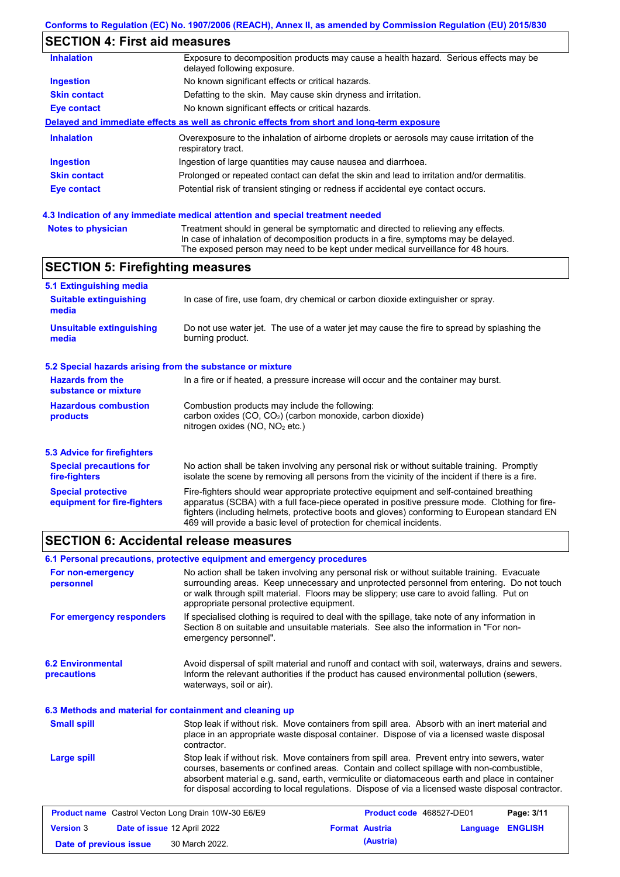## SECTION 4: First aid measures

| | |
|---|---|
| **Inhalation** | Exposure to decomposition products may cause a health hazard. Serious effects may be delayed following exposure. |
| **Ingestion** | No known significant effects or critical hazards. |
| **Skin contact** | Defatting to the skin. May cause skin dryness and irritation. |
| **Eye contact** | No known significant effects or critical hazards. |

**Delayed and immediate effects as well as chronic effects from short and long-term exposure**

| | |
|---|---|
| **Inhalation** | Overexposure to the inhalation of airborne droplets or aerosols may cause irritation of the respiratory tract. |
| **Ingestion** | Ingestion of large quantities may cause nausea and diarrhoea. |
| **Skin contact** | Prolonged or repeated contact can defat the skin and lead to irritation and/or dermatitis. |
| **Eye contact** | Potential risk of transient stinging or redness if accidental eye contact occurs. |

### 4.3 Indication of any immediate medical attention and special treatment needed

| | |
|---|---|
| **Notes to physician** | Treatment should in general be symptomatic and directed to relieving any effects. In case of inhalation of decomposition products in a fire, symptoms may be delayed. The exposed person may need to be kept under medical surveillance for 48 hours. |

## SECTION 5: Firefighting measures

### 5.1 Extinguishing media

| | |
|---|---|
| **Suitable extinguishing media** | In case of fire, use foam, dry chemical or carbon dioxide extinguisher or spray. |
| **Unsuitable extinguishing media** | Do not use water jet. The use of a water jet may cause the fire to spread by splashing the burning product. |

### 5.2 Special hazards arising from the substance or mixture

| | |
|---|---|
| **Hazards from the substance or mixture** | In a fire or if heated, a pressure increase will occur and the container may burst. |
| **Hazardous combustion products** | Combustion products may include the following: carbon oxides ($CO$, $CO_2$) (carbon monoxide, carbon dioxide) nitrogen oxides ($NO$, $NO_2$ etc.) |

### 5.3 Advice for firefighters

| | |
|---|---|
| **Special precautions for fire-fighters** | No action shall be taken involving any personal risk or without suitable training. Promptly isolate the scene by removing all persons from the vicinity of the incident if there is a fire. |
| **Special protective equipment for fire-fighters** | Fire-fighters should wear appropriate protective equipment and self-contained breathing apparatus (SCBA) with a full face-piece operated in positive pressure mode. Clothing for fire-fighters (including helmets, protective boots and gloves) conforming to European standard EN 469 will provide a basic level of protection for chemical incidents. |

## SECTION 6: Accidental release measures

### 6.1 Personal precautions, protective equipment and emergency procedures

| | |
|---|---|
| **For non-emergency personnel** | No action shall be taken involving any personal risk or without suitable training. Evacuate surrounding areas. Keep unnecessary and unprotected personnel from entering. Do not touch or walk through spilt material. Floors may be slippery; use care to avoid falling. Put on appropriate personal protective equipment. |
| **For emergency responders** | If specialised clothing is required to deal with the spillage, take note of any information in Section 8 on suitable and unsuitable materials. See also the information in "For non-emergency personnel". |

| | |
|---|---|
| **6.2 Environmental precautions** | Avoid dispersal of spilt material and runoff and contact with soil, waterways, drains and sewers. Inform the relevant authorities if the product has caused environmental pollution (sewers, waterways, soil or air). |

### 6.3 Methods and material for containment and cleaning up

| | |
|---|---|
| **Small spill** | Stop leak if without risk. Move containers from spill area. Absorb with an inert material and place in an appropriate waste disposal container. Dispose of via a licensed waste disposal contractor. |
| **Large spill** | Stop leak if without risk. Move containers from spill area. Prevent entry into sewers, water courses, basements or confined areas. Contain and collect spillage with non-combustible, absorbent material e.g. sand, earth, vermiculite or diatomaceous earth and place in container for disposal according to local regulations. Dispose of via a licensed waste disposal contractor. |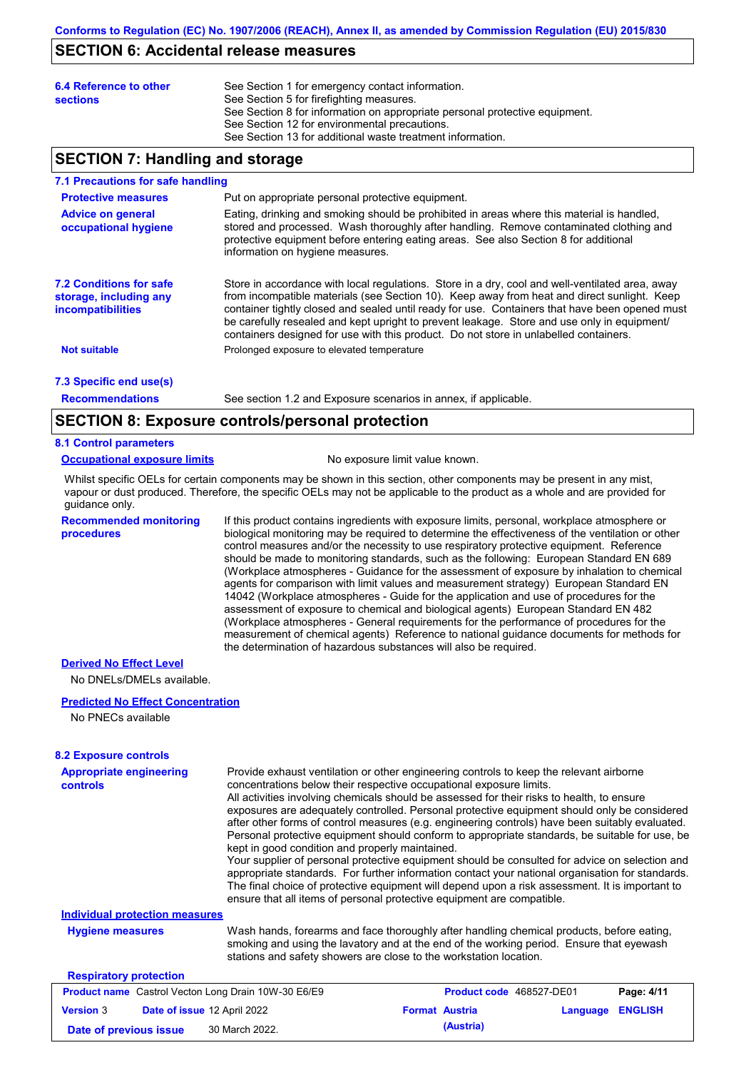## SECTION 6: Accidental release measures

**6.4 Reference to other sections**

See Section 1 for emergency contact information.
See Section 5 for firefighting measures.
See Section 8 for information on appropriate personal protective equipment.
See Section 12 for environmental precautions.
See Section 13 for additional waste treatment information.

## SECTION 7: Handling and storage

### 7.1 Precautions for safe handling

**Protective measures**

Put on appropriate personal protective equipment.

**Advice on general occupational hygiene**

Eating, drinking and smoking should be prohibited in areas where this material is handled, stored and processed. Wash thoroughly after handling. Remove contaminated clothing and protective equipment before entering eating areas. See also Section 8 for additional information on hygiene measures.

### 7.2 Conditions for safe storage, including any incompatibilities

Store in accordance with local regulations. Store in a dry, cool and well-ventilated area, away from incompatible materials (see Section 10). Keep away from heat and direct sunlight. Keep container tightly closed and sealed until ready for use. Containers that have been opened must be carefully resealed and kept upright to prevent leakage. Store and use only in equipment/ containers designed for use with this product. Do not store in unlabelled containers.

**Not suitable**

Prolonged exposure to elevated temperature

### 7.3 Specific end use(s)

**Recommendations**

See section 1.2 and Exposure scenarios in annex, if applicable.

## SECTION 8: Exposure controls/personal protection

### 8.1 Control parameters

**Occupational exposure limits**

No exposure limit value known.

Whilst specific OELs for certain components may be shown in this section, other components may be present in any mist, vapour or dust produced. Therefore, the specific OELs may not be applicable to the product as a whole and are provided for guidance only.

**Recommended monitoring procedures**

If this product contains ingredients with exposure limits, personal, workplace atmosphere or biological monitoring may be required to determine the effectiveness of the ventilation or other control measures and/or the necessity to use respiratory protective equipment. Reference should be made to monitoring standards, such as the following: European Standard EN 689 (Workplace atmospheres - Guidance for the assessment of exposure by inhalation to chemical agents for comparison with limit values and measurement strategy) European Standard EN 14042 (Workplace atmospheres - Guide for the application and use of procedures for the assessment of exposure to chemical and biological agents) European Standard EN 482 (Workplace atmospheres - General requirements for the performance of procedures for the measurement of chemical agents) Reference to national guidance documents for methods for the determination of hazardous substances will also be required.

**Derived No Effect Level**

No DNELs/DMELs available.

**Predicted No Effect Concentration**

No PNECs available

### 8.2 Exposure controls

**Appropriate engineering controls**

Provide exhaust ventilation or other engineering controls to keep the relevant airborne concentrations below their respective occupational exposure limits.
All activities involving chemicals should be assessed for their risks to health, to ensure exposures are adequately controlled. Personal protective equipment should only be considered after other forms of control measures (e.g. engineering controls) have been suitably evaluated. Personal protective equipment should conform to appropriate standards, be suitable for use, be kept in good condition and properly maintained.
Your supplier of personal protective equipment should be consulted for advice on selection and appropriate standards. For further information contact your national organisation for standards.
The final choice of protective equipment will depend upon a risk assessment. It is important to ensure that all items of personal protective equipment are compatible.

**Individual protection measures**

**Hygiene measures**

Wash hands, forearms and face thoroughly after handling chemical products, before eating, smoking and using the lavatory and at the end of the working period. Ensure that eyewash stations and safety showers are close to the workstation location.

**Respiratory protection**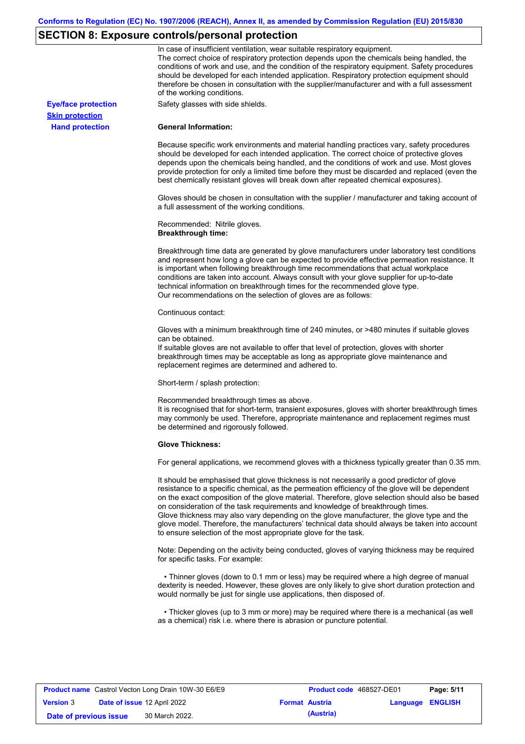## SECTION 8: Exposure controls/personal protection

In case of insufficient ventilation, wear suitable respiratory equipment.
The correct choice of respiratory protection depends upon the chemicals being handled, the conditions of work and use, and the condition of the respiratory equipment. Safety procedures should be developed for each intended application. Respiratory protection equipment should therefore be chosen in consultation with the supplier/manufacturer and with a full assessment of the working conditions.

**Eye/face protection**

Safety glasses with side shields.

**Skin protection**

**Hand protection**

**General Information:**

Because specific work environments and material handling practices vary, safety procedures should be developed for each intended application. The correct choice of protective gloves depends upon the chemicals being handled, and the conditions of work and use. Most gloves provide protection for only a limited time before they must be discarded and replaced (even the best chemically resistant gloves will break down after repeated chemical exposures).

Gloves should be chosen in consultation with the supplier / manufacturer and taking account of a full assessment of the working conditions.

Recommended: Nitrile gloves.

**Breakthrough time:**

Breakthrough time data are generated by glove manufacturers under laboratory test conditions and represent how long a glove can be expected to provide effective permeation resistance. It is important when following breakthrough time recommendations that actual workplace conditions are taken into account. Always consult with your glove supplier for up-to-date technical information on breakthrough times for the recommended glove type.
Our recommendations on the selection of gloves are as follows:

Continuous contact:

Gloves with a minimum breakthrough time of 240 minutes, or >480 minutes if suitable gloves can be obtained.
If suitable gloves are not available to offer that level of protection, gloves with shorter breakthrough times may be acceptable as long as appropriate glove maintenance and replacement regimes are determined and adhered to.

Short-term / splash protection:

Recommended breakthrough times as above.
It is recognised that for short-term, transient exposures, gloves with shorter breakthrough times may commonly be used. Therefore, appropriate maintenance and replacement regimes must be determined and rigorously followed.

**Glove Thickness:**

For general applications, we recommend gloves with a thickness typically greater than 0.35 mm.

It should be emphasised that glove thickness is not necessarily a good predictor of glove resistance to a specific chemical, as the permeation efficiency of the glove will be dependent on the exact composition of the glove material. Therefore, glove selection should also be based on consideration of the task requirements and knowledge of breakthrough times.
Glove thickness may also vary depending on the glove manufacturer, the glove type and the glove model. Therefore, the manufacturers' technical data should always be taken into account to ensure selection of the most appropriate glove for the task.

Note: Depending on the activity being conducted, gloves of varying thickness may be required for specific tasks. For example:

- Thinner gloves (down to 0.1 mm or less) may be required where a high degree of manual dexterity is needed. However, these gloves are only likely to give short duration protection and would normally be just for single use applications, then disposed of.

- Thicker gloves (up to 3 mm or more) may be required where there is a mechanical (as well as a chemical) risk i.e. where there is abrasion or puncture potential.

| **Product name** Castrol Vecton Long Drain 10W-30 E6/E9 | | **Product code** 468527-DE01 | **Page: 5/11** |
|---|---|---|---|
| **Version** 3 | **Date of issue** 12 April 2022 | **Format Austria (Austria)** | **Language ENGLISH** |
| **Date of previous issue** | 30 March 2022. | | |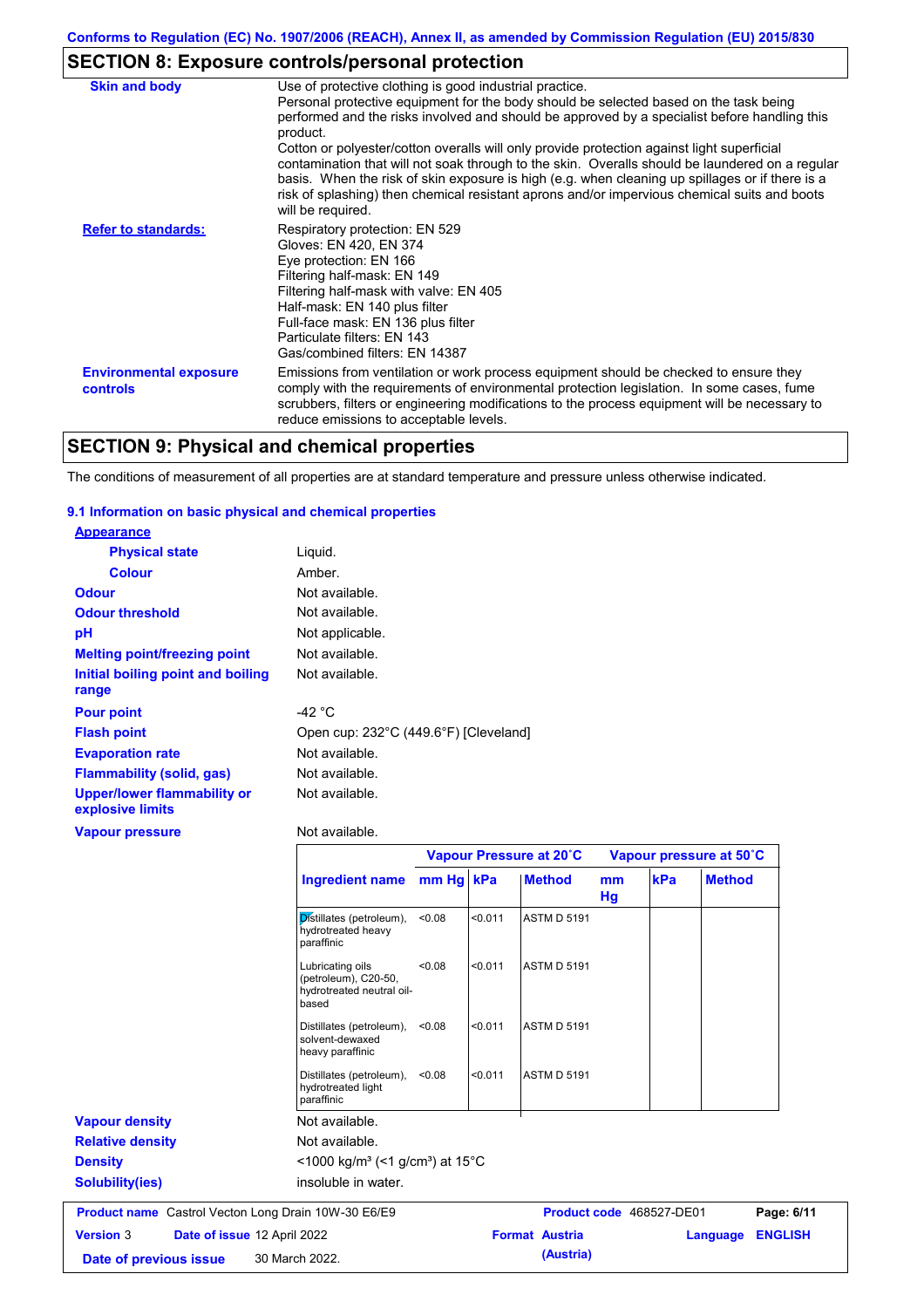## SECTION 8: Exposure controls/personal protection

| | |
|---|---|
| **Skin and body** | Use of protective clothing is good industrial practice. Personal protective equipment for the body should be selected based on the task being performed and the risks involved and should be approved by a specialist before handling this product. Cotton or polyester/cotton overalls will only provide protection against light superficial contamination that will not soak through to the skin. Overalls should be laundered on a regular basis. When the risk of skin exposure is high (e.g. when cleaning up spillages or if there is a risk of splashing) then chemical resistant aprons and/or impervious chemical suits and boots will be required. |
| **Refer to standards:** | Respiratory protection: EN 529<br>Gloves: EN 420, EN 374<br>Eye protection: EN 166<br>Filtering half-mask: EN 149<br>Filtering half-mask with valve: EN 405<br>Half-mask: EN 140 plus filter<br>Full-face mask: EN 136 plus filter<br>Particulate filters: EN 143<br>Gas/combined filters: EN 14387 |
| **Environmental exposure controls** | Emissions from ventilation or work process equipment should be checked to ensure they comply with the requirements of environmental protection legislation. In some cases, fume scrubbers, filters or engineering modifications to the process equipment will be necessary to reduce emissions to acceptable levels. |

## SECTION 9: Physical and chemical properties

The conditions of measurement of all properties are at standard temperature and pressure unless otherwise indicated.

### 9.1 Information on basic physical and chemical properties

**Appearance**

| | |
|---|---|
| **Physical state** | Liquid. |
| **Colour** | Amber. |
| **Odour** | Not available. |
| **Odour threshold** | Not available. |
| **pH** | Not applicable. |
| **Melting point/freezing point** | Not available. |
| **Initial boiling point and boiling range** | Not available. |
| **Pour point** | -42 °C |
| **Flash point** | Open cup: 232°C (449.6°F) [Cleveland] |
| **Evaporation rate** | Not available. |
| **Flammability (solid, gas)** | Not available. |
| **Upper/lower flammability or explosive limits** | Not available. |
| **Vapour pressure** | Not available. |

| | Vapour Pressure at 20˚C | | | Vapour pressure at 50˚C | | |
|---|---|---|---|---|---|---|
| **Ingredient name** | **mm Hg** | **kPa** | **Method** | **mm Hg** | **kPa** | **Method** |
| Distillates (petroleum), hydrotreated heavy paraffinic | <0.08 | <0.011 | ASTM D 5191 | | | |
| Lubricating oils (petroleum), C20-50, hydrotreated neutral oil-based | <0.08 | <0.011 | ASTM D 5191 | | | |
| Distillates (petroleum), solvent-dewaxed heavy paraffinic | <0.08 | <0.011 | ASTM D 5191 | | | |
| Distillates (petroleum), hydrotreated light paraffinic | <0.08 | <0.011 | ASTM D 5191 | | | |

| | |
|---|---|
| **Vapour density** | Not available. |
| **Relative density** | Not available. |
| **Density** | <1000 kg/m³ (<1 g/cm³) at 15°C |
| **Solubility(ies)** | insoluble in water. |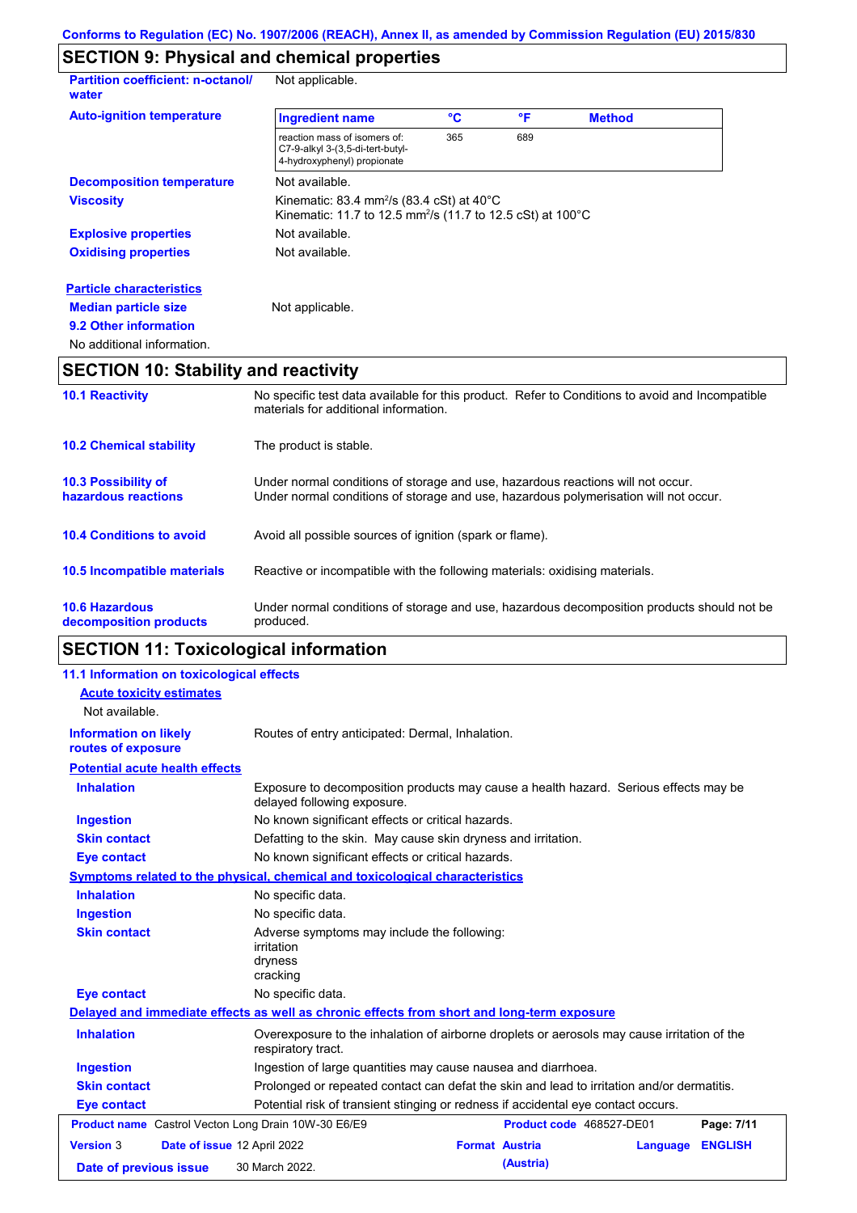Conforms to Regulation (EC) No. 1907/2006 (REACH), Annex II, as amended by Commission Regulation (EU) 2015/830

## SECTION 9: Physical and chemical properties

**Partition coefficient: n-octanol/water**: Not applicable.

**Auto-ignition temperature**

| Ingredient name | °C | °F | Method |
|---|---|---|---|
| reaction mass of isomers of: C7-9-alkyl 3-(3,5-di-tert-butyl-4-hydroxyphenyl) propionate | 365 | 689 | |

**Decomposition temperature**: Not available.

**Viscosity**: Kinematic: 83.4 $mm^2/s$ (83.4 cSt) at 40°C
Kinematic: 11.7 to 12.5 $mm^2/s$ (11.7 to 12.5 cSt) at 100°C

**Explosive properties**: Not available.

**Oxidising properties**: Not available.

**Particle characteristics**

**Median particle size**: Not applicable.

**9.2 Other information**

No additional information.

## SECTION 10: Stability and reactivity

**10.1 Reactivity**: No specific test data available for this product. Refer to Conditions to avoid and Incompatible materials for additional information.

**10.2 Chemical stability**: The product is stable.

**10.3 Possibility of hazardous reactions**: Under normal conditions of storage and use, hazardous reactions will not occur.
Under normal conditions of storage and use, hazardous polymerisation will not occur.

**10.4 Conditions to avoid**: Avoid all possible sources of ignition (spark or flame).

**10.5 Incompatible materials**: Reactive or incompatible with the following materials: oxidising materials.

**10.6 Hazardous decomposition products**: Under normal conditions of storage and use, hazardous decomposition products should not be produced.

## SECTION 11: Toxicological information

**11.1 Information on toxicological effects**

**Acute toxicity estimates**

Not available.

**Information on likely routes of exposure**: Routes of entry anticipated: Dermal, Inhalation.

**Potential acute health effects**

**Inhalation**: Exposure to decomposition products may cause a health hazard. Serious effects may be delayed following exposure.

**Ingestion**: No known significant effects or critical hazards.

**Skin contact**: Defatting to the skin. May cause skin dryness and irritation.

**Eye contact**: No known significant effects or critical hazards.

**Symptoms related to the physical, chemical and toxicological characteristics**

**Inhalation**: No specific data.

**Ingestion**: No specific data.

**Skin contact**: Adverse symptoms may include the following:
irritation
dryness
cracking

**Eye contact**: No specific data.

**Delayed and immediate effects as well as chronic effects from short and long-term exposure**

**Inhalation**: Overexposure to the inhalation of airborne droplets or aerosols may cause irritation of the respiratory tract.

**Ingestion**: Ingestion of large quantities may cause nausea and diarrhoea.

**Skin contact**: Prolonged or repeated contact can defat the skin and lead to irritation and/or dermatitis.

**Eye contact**: Potential risk of transient stinging or redness if accidental eye contact occurs.

| Product name | Castrol Vecton Long Drain 10W-30 E6/E9 | Product code | 468527-DE01 | Page: 7/11 |
|---|---|---|---|---|
| Version 3 | Date of issue 12 April 2022 | Format Austria (Austria) | Language ENGLISH | |
| Date of previous issue | 30 March 2022. | | | |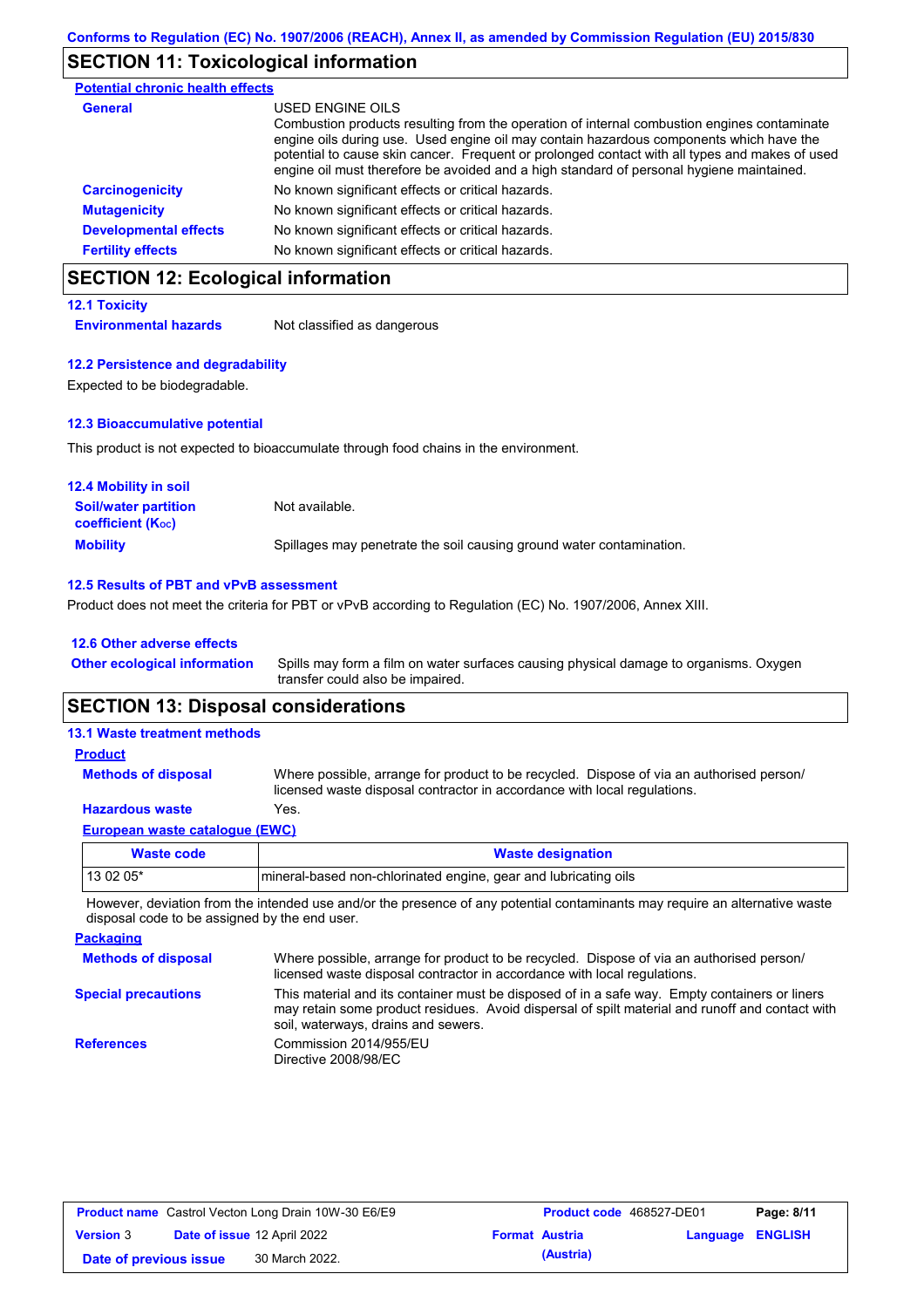## SECTION 11: Toxicological information

**Potential chronic health effects**

| | |
|---|---|
| **General** | USED ENGINE OILS<br>Combustion products resulting from the operation of internal combustion engines contaminate engine oils during use. Used engine oil may contain hazardous components which have the potential to cause skin cancer. Frequent or prolonged contact with all types and makes of used engine oil must therefore be avoided and a high standard of personal hygiene maintained. |
| **Carcinogenicity** | No known significant effects or critical hazards. |
| **Mutagenicity** | No known significant effects or critical hazards. |
| **Developmental effects** | No known significant effects or critical hazards. |
| **Fertility effects** | No known significant effects or critical hazards. |

## SECTION 12: Ecological information

### 12.1 Toxicity

**Environmental hazards** Not classified as dangerous

### 12.2 Persistence and degradability

Expected to be biodegradable.

### 12.3 Bioaccumulative potential

This product is not expected to bioaccumulate through food chains in the environment.

### 12.4 Mobility in soil

| | |
|---|---|
| **Soil/water partition coefficient ($K_{OC}$)** | Not available. |
| **Mobility** | Spillages may penetrate the soil causing ground water contamination. |

### 12.5 Results of PBT and vPvB assessment

Product does not meet the criteria for PBT or vPvB according to Regulation (EC) No. 1907/2006, Annex XIII.

### 12.6 Other adverse effects

**Other ecological information** Spills may form a film on water surfaces causing physical damage to organisms. Oxygen transfer could also be impaired.

## SECTION 13: Disposal considerations

### 13.1 Waste treatment methods

**Product**

| | |
|---|---|
| **Methods of disposal** | Where possible, arrange for product to be recycled. Dispose of via an authorised person/ licensed waste disposal contractor in accordance with local regulations. |
| **Hazardous waste** | Yes. |

**European waste catalogue (EWC)**

| Waste code | Waste designation |
|---|---|
| 13 02 05* | mineral-based non-chlorinated engine, gear and lubricating oils |

However, deviation from the intended use and/or the presence of any potential contaminants may require an alternative waste disposal code to be assigned by the end user.

**Packaging**

| | |
|---|---|
| **Methods of disposal** | Where possible, arrange for product to be recycled. Dispose of via an authorised person/ licensed waste disposal contractor in accordance with local regulations. |
| **Special precautions** | This material and its container must be disposed of in a safe way. Empty containers or liners may retain some product residues. Avoid dispersal of spilt material and runoff and contact with soil, waterways, drains and sewers. |
| **References** | Commission 2014/955/EU<br>Directive 2008/98/EC |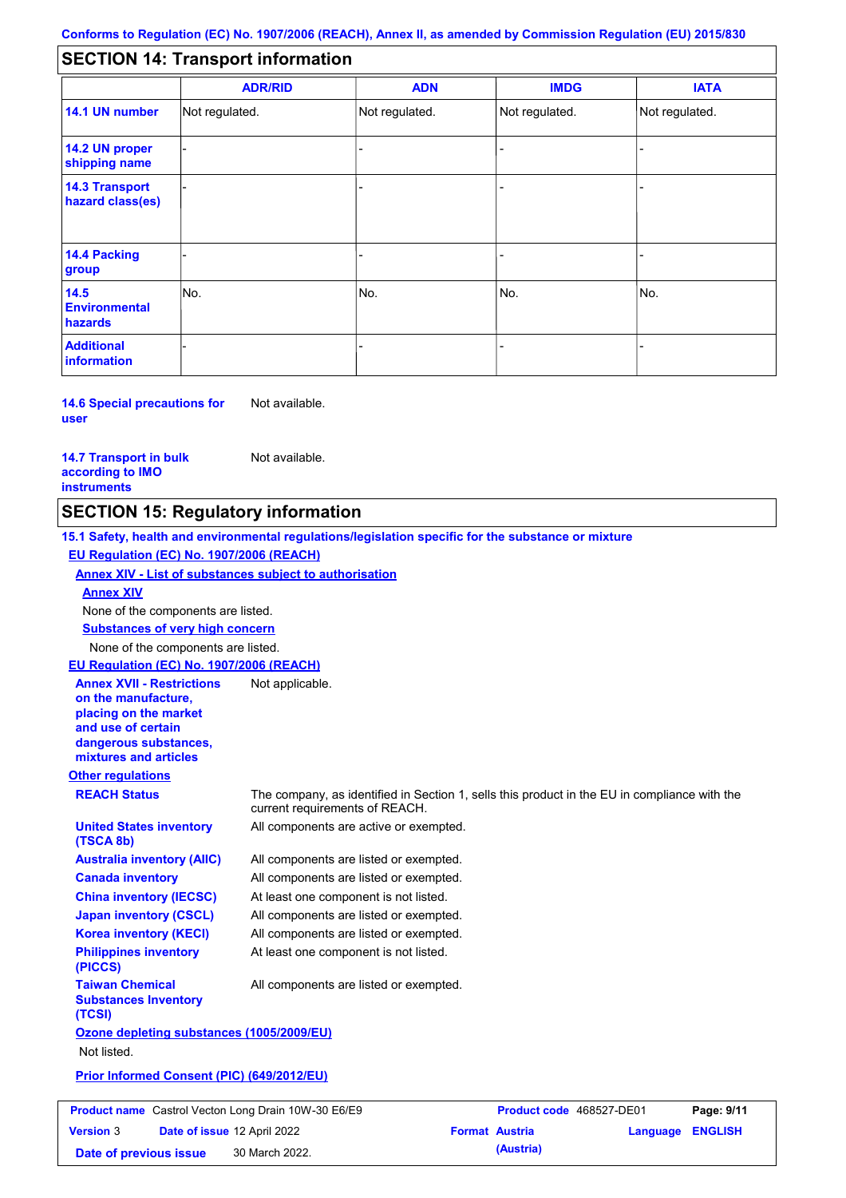Conforms to Regulation (EC) No. 1907/2006 (REACH), Annex II, as amended by Commission Regulation (EU) 2015/830

## SECTION 14: Transport information

| | ADR/RID | ADN | IMDG | IATA |
|---|---|---|---|---|
| **14.1 UN number** | Not regulated. | Not regulated. | Not regulated. | Not regulated. |
| **14.2 UN proper shipping name** | - | - | - | - |
| **14.3 Transport hazard class(es)** | - | - | - | - |
| **14.4 Packing group** | - | - | - | - |
| **14.5 Environmental hazards** | No. | No. | No. | No. |
| **Additional information** | - | - | - | - |

**14.6 Special precautions for user** Not available.

**14.7 Transport in bulk according to IMO instruments** Not available.

## SECTION 15: Regulatory information

**15.1 Safety, health and environmental regulations/legislation specific for the substance or mixture**

**EU Regulation (EC) No. 1907/2006 (REACH)**

**Annex XIV - List of substances subject to authorisation**

**Annex XIV**

None of the components are listed.

**Substances of very high concern**

None of the components are listed.

**EU Regulation (EC) No. 1907/2006 (REACH)**

**Annex XVII - Restrictions on the manufacture, placing on the market and use of certain dangerous substances, mixtures and articles** Not applicable.

**Other regulations**

**REACH Status** The company, as identified in Section 1, sells this product in the EU in compliance with the current requirements of REACH.

**United States inventory (TSCA 8b)** All components are active or exempted.

**Australia inventory (AIIC)** All components are listed or exempted.

**Canada inventory** All components are listed or exempted.

**China inventory (IECSC)** At least one component is not listed.

**Japan inventory (CSCL)** All components are listed or exempted.

**Korea inventory (KECI)** All components are listed or exempted.

**Philippines inventory (PICCS)** At least one component is not listed.

**Taiwan Chemical Substances Inventory (TCSI)** All components are listed or exempted.

**Ozone depleting substances (1005/2009/EU)**

Not listed.

**Prior Informed Consent (PIC) (649/2012/EU)**

| **Product name** Castrol Vecton Long Drain 10W-30 E6/E9 | **Product code** 468527-DE01 | **Page:** 9/11 |
|---|---|---|
| **Version** 3 **Date of issue** 12 April 2022 | **Format** Austria (Austria) | **Language** ENGLISH |
| **Date of previous issue** 30 March 2022. | | |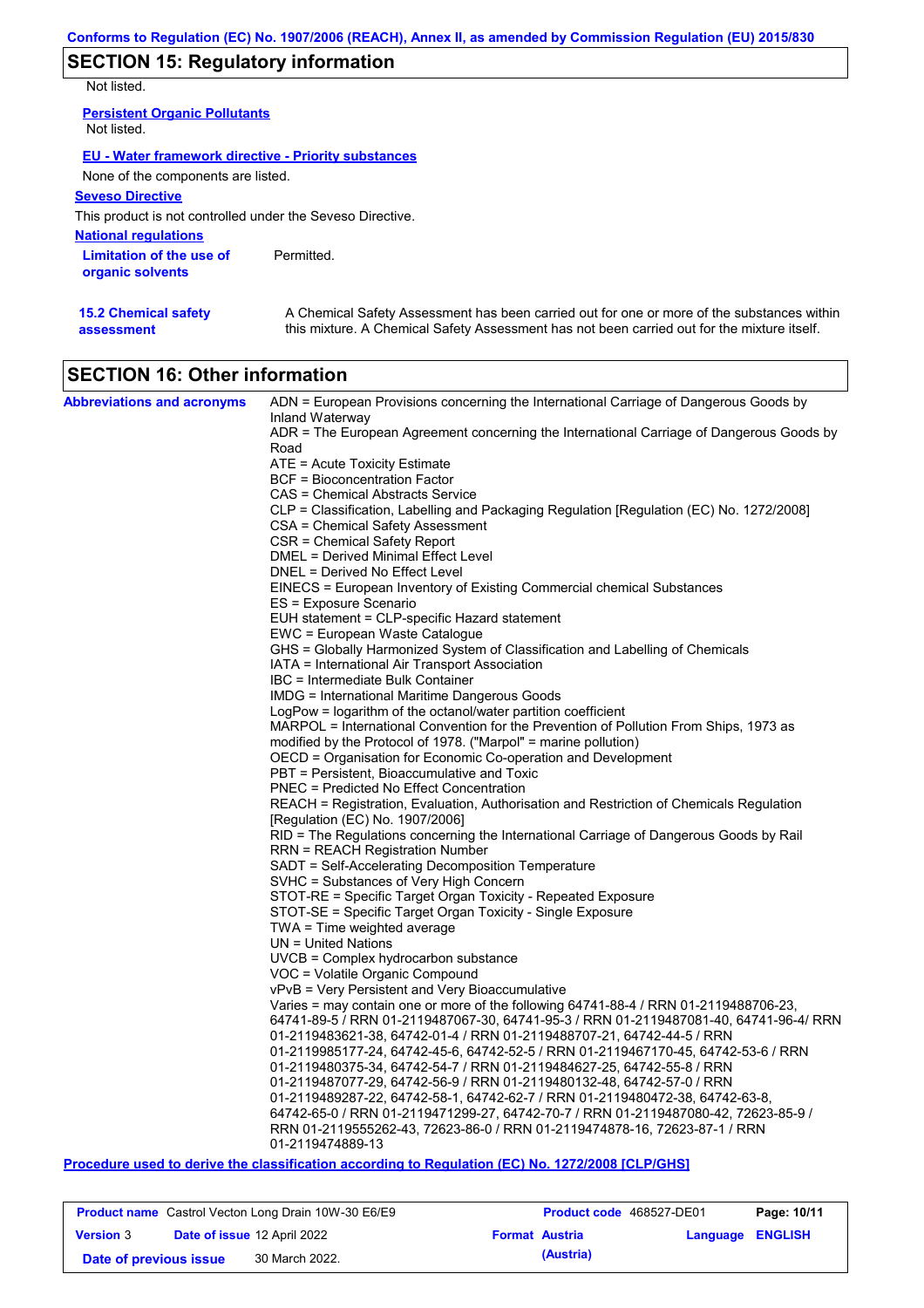## SECTION 15: Regulatory information

Not listed.

**Persistent Organic Pollutants**

Not listed.

**EU - Water framework directive - Priority substances**

None of the components are listed.

**Seveso Directive**

This product is not controlled under the Seveso Directive.

**National regulations**

**Limitation of the use of organic solvents**: Permitted.

**15.2 Chemical safety assessment**: A Chemical Safety Assessment has been carried out for one or more of the substances within this mixture. A Chemical Safety Assessment has not been carried out for the mixture itself.

## SECTION 16: Other information

**Abbreviations and acronyms**

ADN = European Provisions concerning the International Carriage of Dangerous Goods by Inland Waterway
ADR = The European Agreement concerning the International Carriage of Dangerous Goods by Road
ATE = Acute Toxicity Estimate
BCF = Bioconcentration Factor
CAS = Chemical Abstracts Service
CLP = Classification, Labelling and Packaging Regulation [Regulation (EC) No. 1272/2008]
CSA = Chemical Safety Assessment
CSR = Chemical Safety Report
DMEL = Derived Minimal Effect Level
DNEL = Derived No Effect Level
EINECS = European Inventory of Existing Commercial chemical Substances
ES = Exposure Scenario
EUH statement = CLP-specific Hazard statement
EWC = European Waste Catalogue
GHS = Globally Harmonized System of Classification and Labelling of Chemicals
IATA = International Air Transport Association
IBC = Intermediate Bulk Container
IMDG = International Maritime Dangerous Goods
LogPow = logarithm of the octanol/water partition coefficient
MARPOL = International Convention for the Prevention of Pollution From Ships, 1973 as modified by the Protocol of 1978. ("Marpol" = marine pollution)
OECD = Organisation for Economic Co-operation and Development
PBT = Persistent, Bioaccumulative and Toxic
PNEC = Predicted No Effect Concentration
REACH = Registration, Evaluation, Authorisation and Restriction of Chemicals Regulation [Regulation (EC) No. 1907/2006]
RID = The Regulations concerning the International Carriage of Dangerous Goods by Rail
RRN = REACH Registration Number
SADT = Self-Accelerating Decomposition Temperature
SVHC = Substances of Very High Concern
STOT-RE = Specific Target Organ Toxicity - Repeated Exposure
STOT-SE = Specific Target Organ Toxicity - Single Exposure
TWA = Time weighted average
UN = United Nations
UVCB = Complex hydrocarbon substance
VOC = Volatile Organic Compound
vPvB = Very Persistent and Very Bioaccumulative
Varies = may contain one or more of the following 64741-88-4 / RRN 01-2119488706-23, 64741-89-5 / RRN 01-2119487067-30, 64741-95-3 / RRN 01-2119487081-40, 64741-96-4/ RRN 01-2119483621-38, 64742-01-4 / RRN 01-2119488707-21, 64742-44-5 / RRN 01-2119985177-24, 64742-45-6, 64742-52-5 / RRN 01-2119467170-45, 64742-53-6 / RRN 01-2119480375-34, 64742-54-7 / RRN 01-2119484627-25, 64742-55-8 / RRN 01-2119487077-29, 64742-56-9 / RRN 01-2119480132-48, 64742-57-0 / RRN 01-2119489287-22, 64742-58-1, 64742-62-7 / RRN 01-2119480472-38, 64742-63-8, 64742-65-0 / RRN 01-2119471299-27, 64742-70-7 / RRN 01-2119487080-42, 72623-85-9 / RRN 01-2119555262-43, 72623-86-0 / RRN 01-2119474878-16, 72623-87-1 / RRN 01-2119474889-13

**Procedure used to derive the classification according to Regulation (EC) No. 1272/2008 [CLP/GHS]**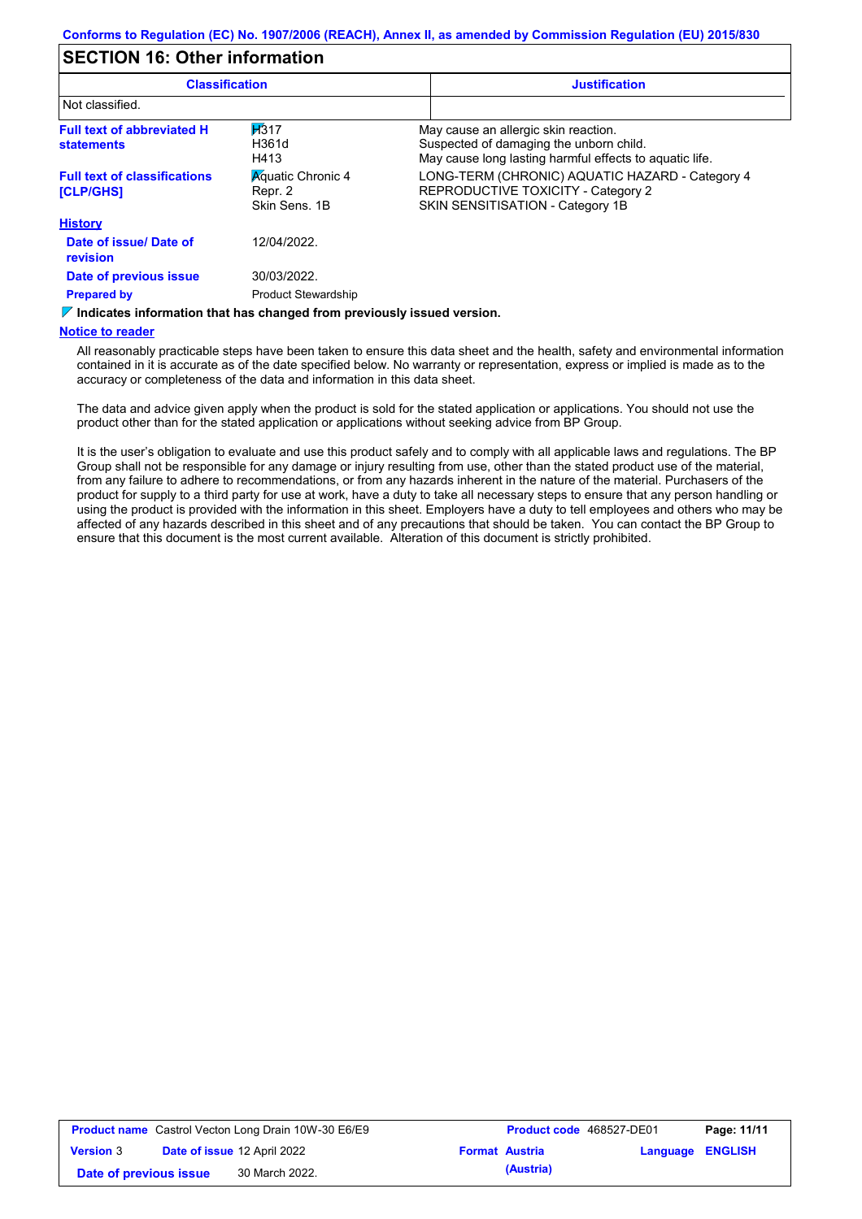## SECTION 16: Other information

| Classification | Justification |
| --- | --- |
| Not classified. | |

**Full text of abbreviated H statements**

| | |
| --- | --- |
| H317 | May cause an allergic skin reaction. |
| H361d | Suspected of damaging the unborn child. |
| H413 | May cause long lasting harmful effects to aquatic life. |

**Full text of classifications [CLP/GHS]**

| | |
| --- | --- |
| Aquatic Chronic 4 | LONG-TERM (CHRONIC) AQUATIC HAZARD - Category 4 |
| Repr. 2 | REPRODUCTIVE TOXICITY - Category 2 |
| Skin Sens. 1B | SKIN SENSITISATION - Category 1B |

**History**

**Date of issue/ Date of revision** 12/04/2022.

**Date of previous issue** 30/03/2022.

**Prepared by** Product Stewardship

**Indicates information that has changed from previously issued version.**

**Notice to reader**

All reasonably practicable steps have been taken to ensure this data sheet and the health, safety and environmental information contained in it is accurate as of the date specified below. No warranty or representation, express or implied is made as to the accuracy or completeness of the data and information in this data sheet.

The data and advice given apply when the product is sold for the stated application or applications. You should not use the product other than for the stated application or applications without seeking advice from BP Group.

It is the user's obligation to evaluate and use this product safely and to comply with all applicable laws and regulations. The BP Group shall not be responsible for any damage or injury resulting from use, other than the stated product use of the material, from any failure to adhere to recommendations, or from any hazards inherent in the nature of the material. Purchasers of the product for supply to a third party for use at work, have a duty to take all necessary steps to ensure that any person handling or using the product is provided with the information in this sheet. Employers have a duty to tell employees and others who may be affected of any hazards described in this sheet and of any precautions that should be taken. You can contact the BP Group to ensure that this document is the most current available. Alteration of this document is strictly prohibited.